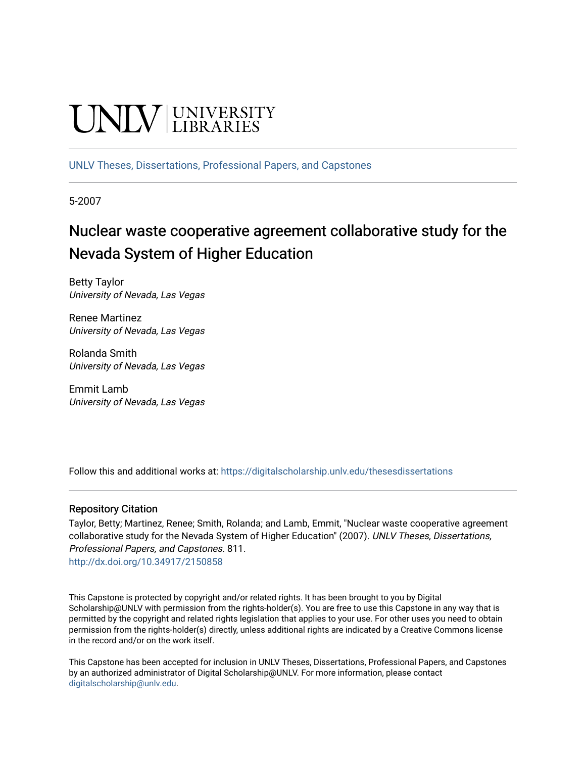UNLV | UNIVERSITY LIBRARIES

UNLV Theses, Dissertations, Professional Papers, and Capstones

5-2007

# Nuclear waste cooperative agreement collaborative study for the Nevada System of Higher Education

Betty Taylor
*University of Nevada, Las Vegas*

Renee Martinez
*University of Nevada, Las Vegas*

Rolanda Smith
*University of Nevada, Las Vegas*

Emmit Lamb
*University of Nevada, Las Vegas*

Follow this and additional works at: https://digitalscholarship.unlv.edu/thesesdissertations

## Repository Citation

Taylor, Betty; Martinez, Renee; Smith, Rolanda; and Lamb, Emmit, "Nuclear waste cooperative agreement collaborative study for the Nevada System of Higher Education" (2007). *UNLV Theses, Dissertations, Professional Papers, and Capstones*. 811.
http://dx.doi.org/10.34917/2150858

This Capstone is protected by copyright and/or related rights. It has been brought to you by Digital Scholarship@UNLV with permission from the rights-holder(s). You are free to use this Capstone in any way that is permitted by the copyright and related rights legislation that applies to your use. For other uses you need to obtain permission from the rights-holder(s) directly, unless additional rights are indicated by a Creative Commons license in the record and/or on the work itself.

This Capstone has been accepted for inclusion in UNLV Theses, Dissertations, Professional Papers, and Capstones by an authorized administrator of Digital Scholarship@UNLV. For more information, please contact digitalscholarship@unlv.edu.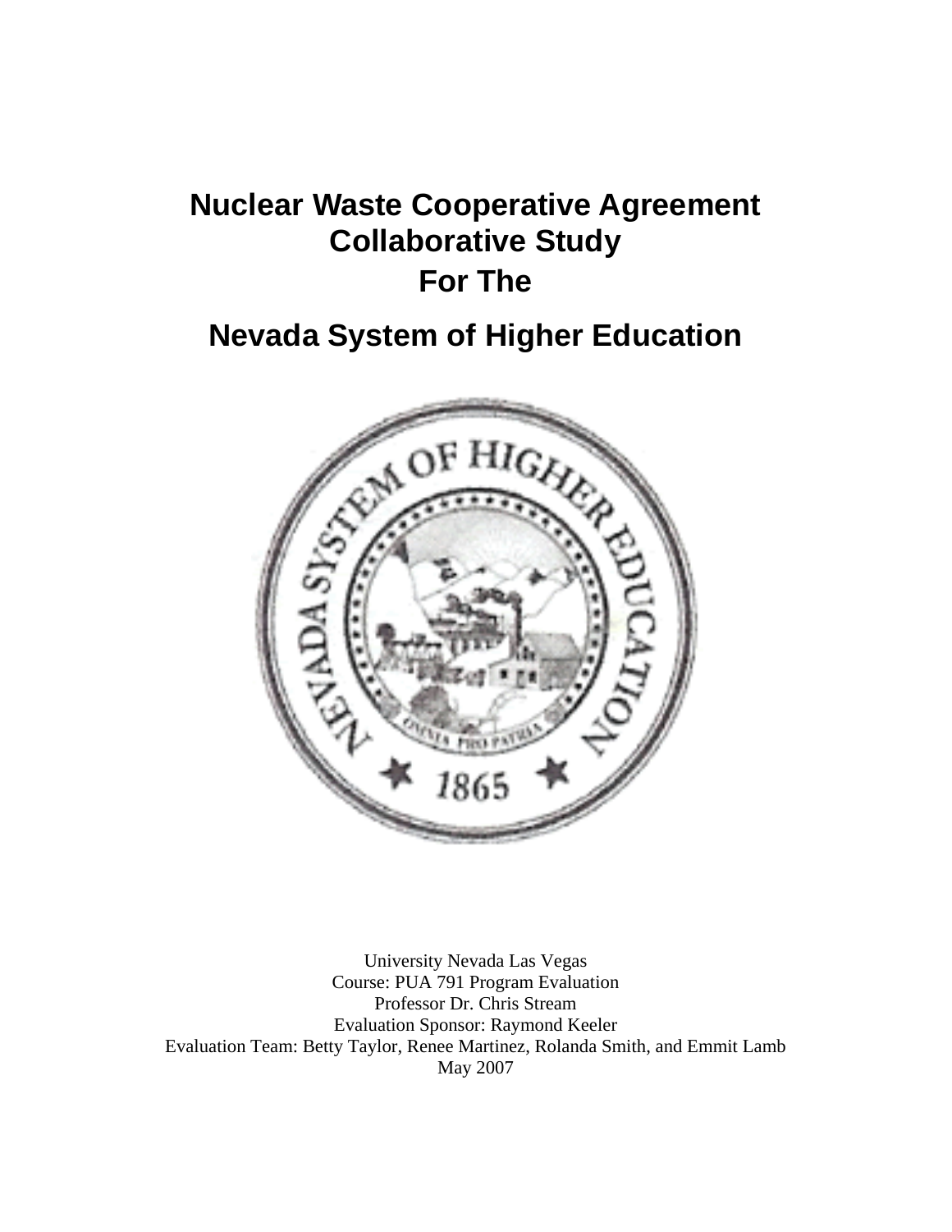# Nuclear Waste Cooperative Agreement Collaborative Study For The

# Nevada System of Higher Education

University Nevada Las Vegas
Course: PUA 791 Program Evaluation
Professor Dr. Chris Stream
Evaluation Sponsor: Raymond Keeler
Evaluation Team: Betty Taylor, Renee Martinez, Rolanda Smith, and Emmit Lamb
May 2007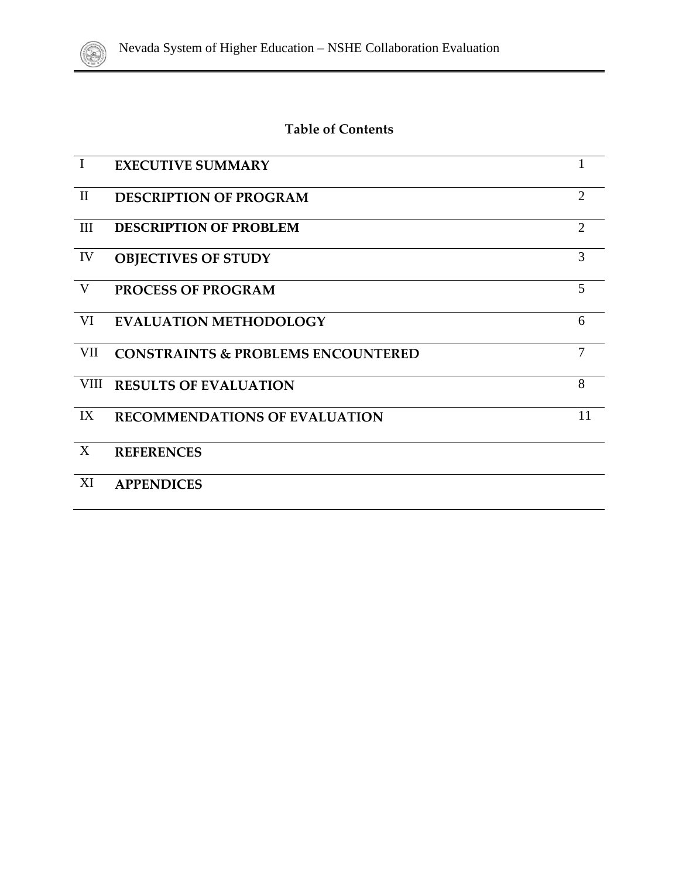## Table of Contents

| | | |
|---|---|---|
| I | **EXECUTIVE SUMMARY** | 1 |
| II | **DESCRIPTION OF PROGRAM** | 2 |
| III | **DESCRIPTION OF PROBLEM** | 2 |
| IV | **OBJECTIVES OF STUDY** | 3 |
| V | **PROCESS OF PROGRAM** | 5 |
| VI | **EVALUATION METHODOLOGY** | 6 |
| VII | **CONSTRAINTS & PROBLEMS ENCOUNTERED** | 7 |
| VIII | **RESULTS OF EVALUATION** | 8 |
| IX | **RECOMMENDATIONS OF EVALUATION** | 11 |
| X | **REFERENCES** | |
| XI | **APPENDICES** | |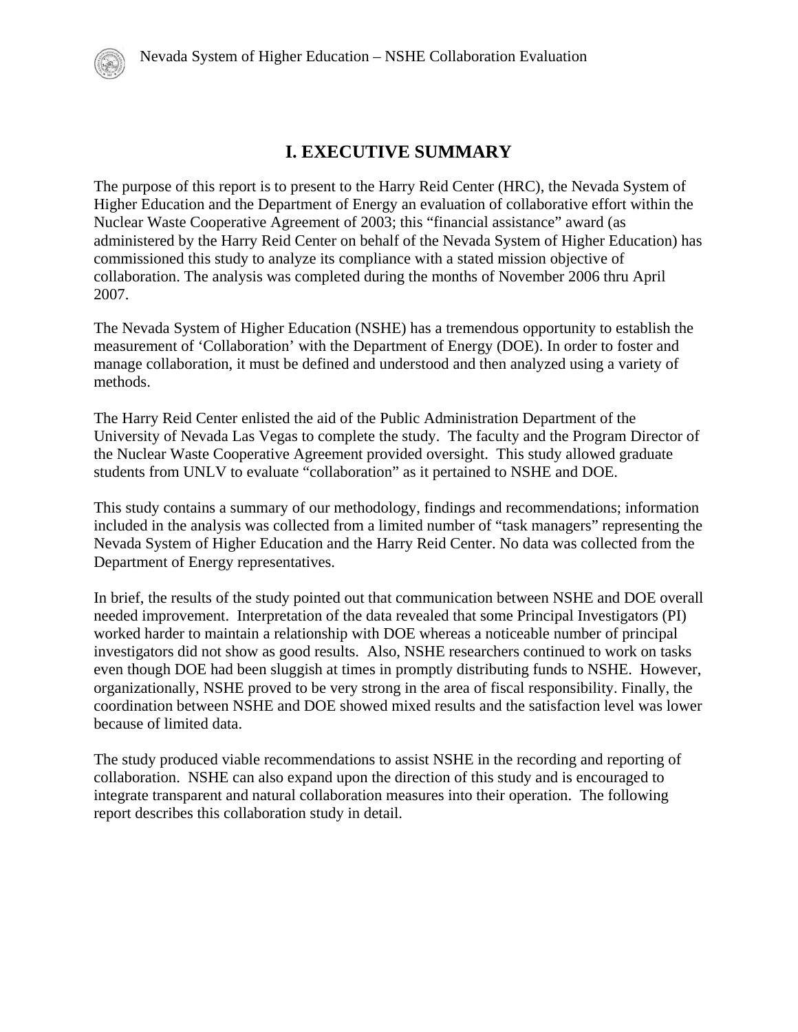# I. EXECUTIVE SUMMARY

The purpose of this report is to present to the Harry Reid Center (HRC), the Nevada System of Higher Education and the Department of Energy an evaluation of collaborative effort within the Nuclear Waste Cooperative Agreement of 2003; this "financial assistance" award (as administered by the Harry Reid Center on behalf of the Nevada System of Higher Education) has commissioned this study to analyze its compliance with a stated mission objective of collaboration. The analysis was completed during the months of November 2006 thru April 2007.

The Nevada System of Higher Education (NSHE) has a tremendous opportunity to establish the measurement of 'Collaboration' with the Department of Energy (DOE). In order to foster and manage collaboration, it must be defined and understood and then analyzed using a variety of methods.

The Harry Reid Center enlisted the aid of the Public Administration Department of the University of Nevada Las Vegas to complete the study. The faculty and the Program Director of the Nuclear Waste Cooperative Agreement provided oversight. This study allowed graduate students from UNLV to evaluate "collaboration" as it pertained to NSHE and DOE.

This study contains a summary of our methodology, findings and recommendations; information included in the analysis was collected from a limited number of "task managers" representing the Nevada System of Higher Education and the Harry Reid Center. No data was collected from the Department of Energy representatives.

In brief, the results of the study pointed out that communication between NSHE and DOE overall needed improvement. Interpretation of the data revealed that some Principal Investigators (PI) worked harder to maintain a relationship with DOE whereas a noticeable number of principal investigators did not show as good results. Also, NSHE researchers continued to work on tasks even though DOE had been sluggish at times in promptly distributing funds to NSHE. However, organizationally, NSHE proved to be very strong in the area of fiscal responsibility. Finally, the coordination between NSHE and DOE showed mixed results and the satisfaction level was lower because of limited data.

The study produced viable recommendations to assist NSHE in the recording and reporting of collaboration. NSHE can also expand upon the direction of this study and is encouraged to integrate transparent and natural collaboration measures into their operation. The following report describes this collaboration study in detail.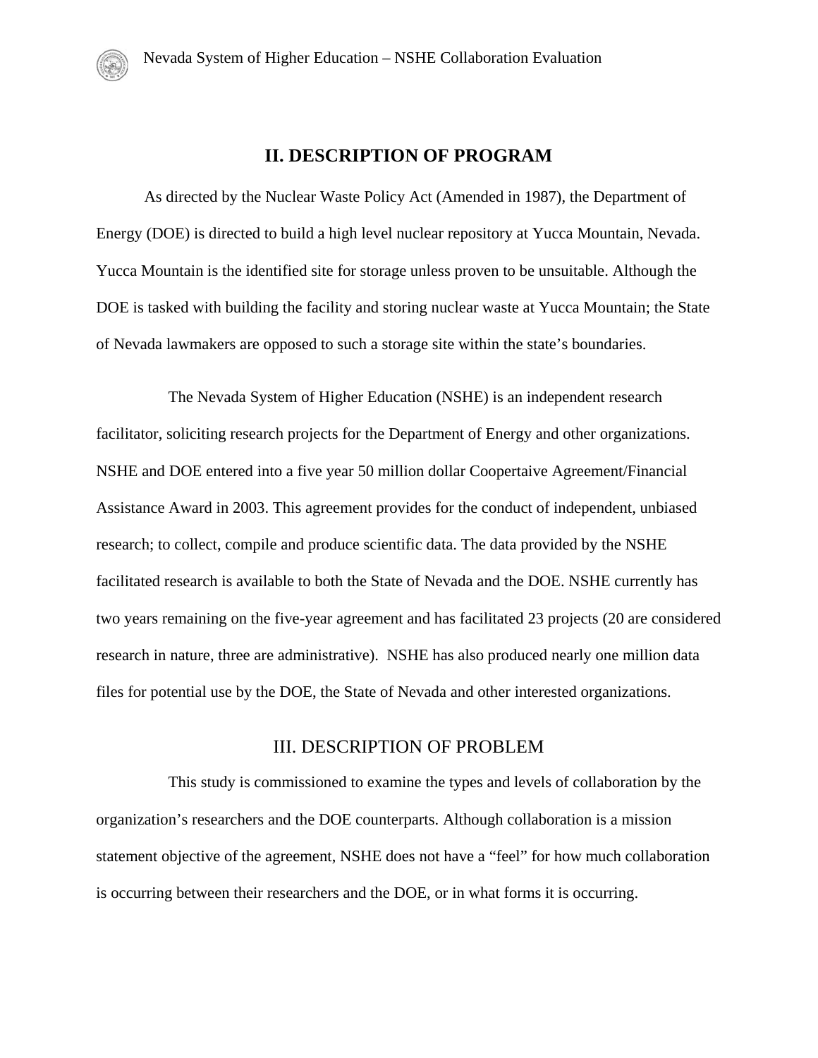## II. DESCRIPTION OF PROGRAM

As directed by the Nuclear Waste Policy Act (Amended in 1987), the Department of Energy (DOE) is directed to build a high level nuclear repository at Yucca Mountain, Nevada. Yucca Mountain is the identified site for storage unless proven to be unsuitable. Although the DOE is tasked with building the facility and storing nuclear waste at Yucca Mountain; the State of Nevada lawmakers are opposed to such a storage site within the state's boundaries.

The Nevada System of Higher Education (NSHE) is an independent research facilitator, soliciting research projects for the Department of Energy and other organizations. NSHE and DOE entered into a five year 50 million dollar Coopertaive Agreement/Financial Assistance Award in 2003. This agreement provides for the conduct of independent, unbiased research; to collect, compile and produce scientific data. The data provided by the NSHE facilitated research is available to both the State of Nevada and the DOE. NSHE currently has two years remaining on the five-year agreement and has facilitated 23 projects (20 are considered research in nature, three are administrative). NSHE has also produced nearly one million data files for potential use by the DOE, the State of Nevada and other interested organizations.

## III. DESCRIPTION OF PROBLEM

This study is commissioned to examine the types and levels of collaboration by the organization's researchers and the DOE counterparts. Although collaboration is a mission statement objective of the agreement, NSHE does not have a "feel" for how much collaboration is occurring between their researchers and the DOE, or in what forms it is occurring.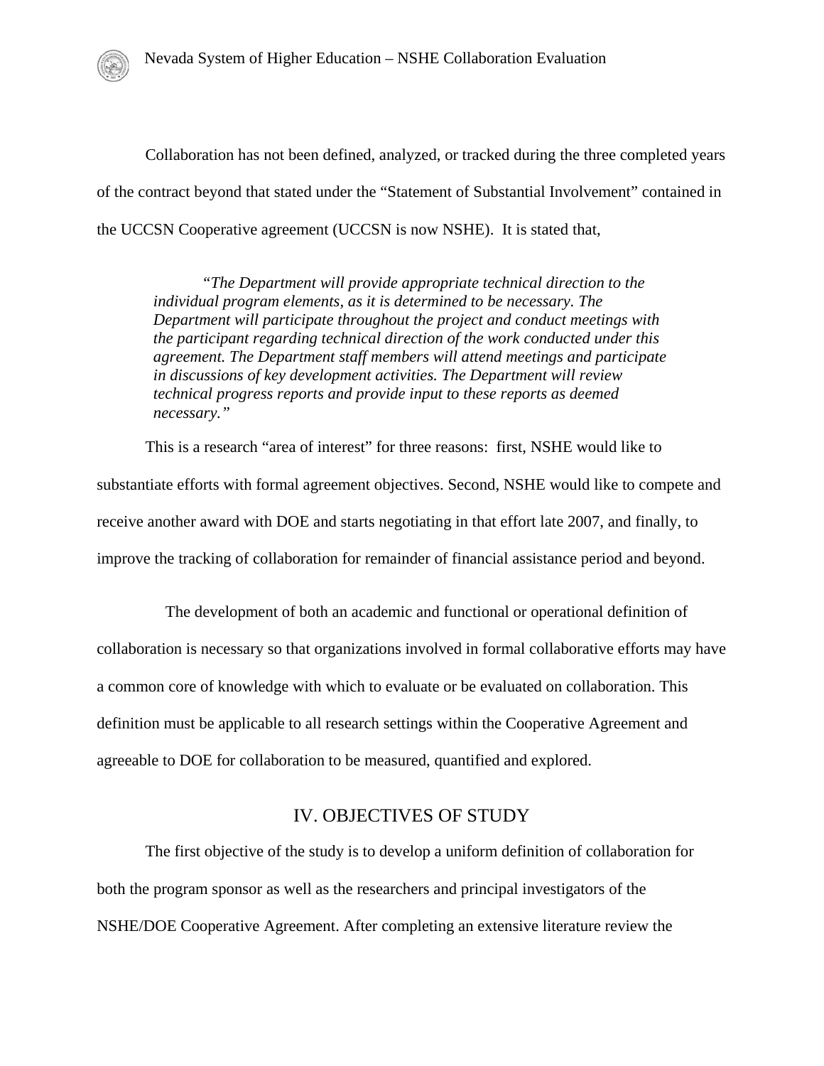Collaboration has not been defined, analyzed, or tracked during the three completed years of the contract beyond that stated under the "Statement of Substantial Involvement" contained in the UCCSN Cooperative agreement (UCCSN is now NSHE). It is stated that,

> *"The Department will provide appropriate technical direction to the individual program elements, as it is determined to be necessary. The Department will participate throughout the project and conduct meetings with the participant regarding technical direction of the work conducted under this agreement. The Department staff members will attend meetings and participate in discussions of key development activities. The Department will review technical progress reports and provide input to these reports as deemed necessary."*

This is a research "area of interest" for three reasons: first, NSHE would like to substantiate efforts with formal agreement objectives. Second, NSHE would like to compete and receive another award with DOE and starts negotiating in that effort late 2007, and finally, to improve the tracking of collaboration for remainder of financial assistance period and beyond.

The development of both an academic and functional or operational definition of collaboration is necessary so that organizations involved in formal collaborative efforts may have a common core of knowledge with which to evaluate or be evaluated on collaboration. This definition must be applicable to all research settings within the Cooperative Agreement and agreeable to DOE for collaboration to be measured, quantified and explored.

## IV. OBJECTIVES OF STUDY

The first objective of the study is to develop a uniform definition of collaboration for both the program sponsor as well as the researchers and principal investigators of the NSHE/DOE Cooperative Agreement. After completing an extensive literature review the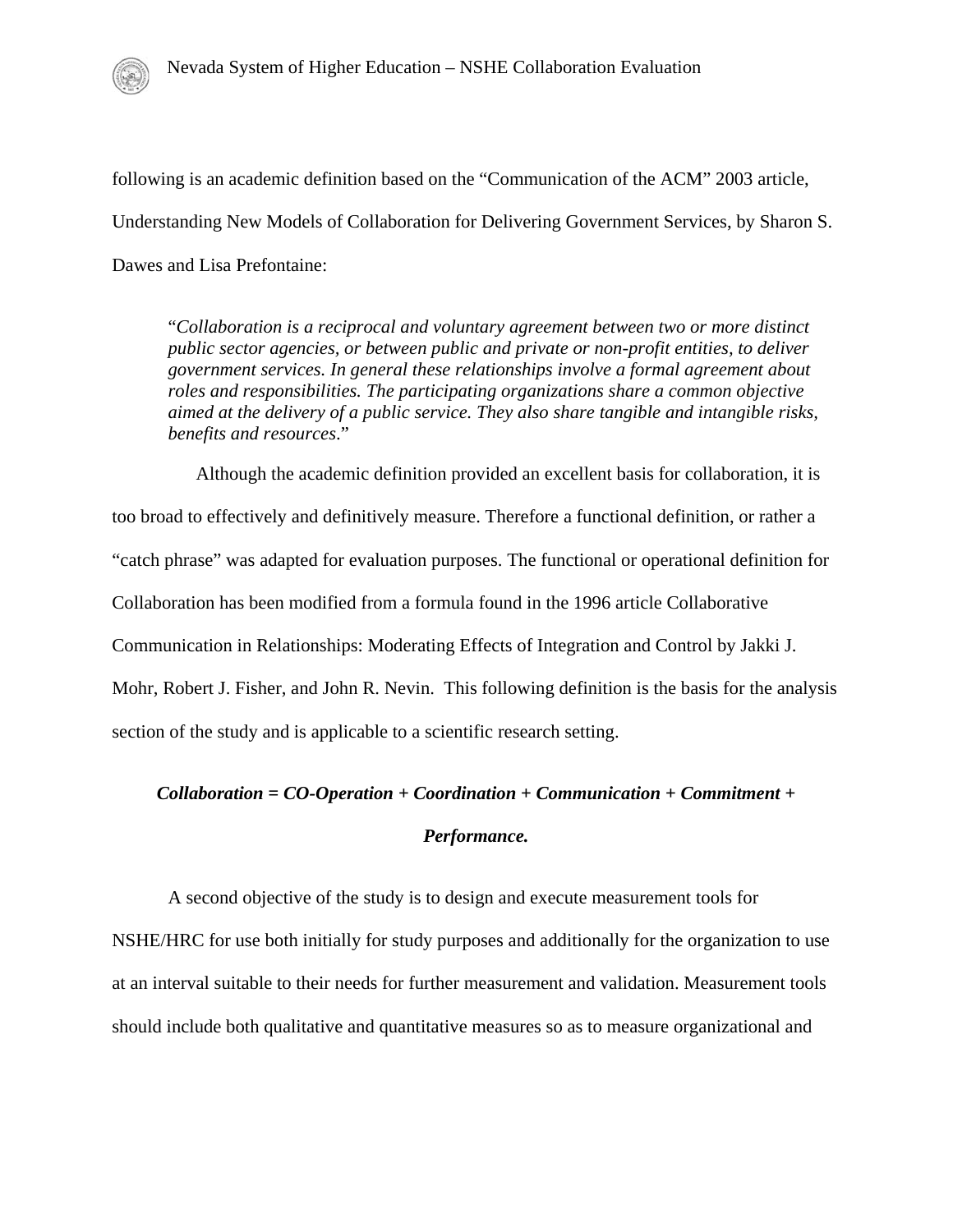following is an academic definition based on the "Communication of the ACM" 2003 article, Understanding New Models of Collaboration for Delivering Government Services, by Sharon S. Dawes and Lisa Prefontaine:

> "*Collaboration is a reciprocal and voluntary agreement between two or more distinct public sector agencies, or between public and private or non-profit entities, to deliver government services. In general these relationships involve a formal agreement about roles and responsibilities. The participating organizations share a common objective aimed at the delivery of a public service. They also share tangible and intangible risks, benefits and resources*."

Although the academic definition provided an excellent basis for collaboration, it is too broad to effectively and definitively measure. Therefore a functional definition, or rather a "catch phrase" was adapted for evaluation purposes. The functional or operational definition for Collaboration has been modified from a formula found in the 1996 article Collaborative Communication in Relationships: Moderating Effects of Integration and Control by Jakki J. Mohr, Robert J. Fisher, and John R. Nevin. This following definition is the basis for the analysis section of the study and is applicable to a scientific research setting.

***Collaboration = CO-Operation + Coordination + Communication + Commitment + Performance.***

A second objective of the study is to design and execute measurement tools for NSHE/HRC for use both initially for study purposes and additionally for the organization to use at an interval suitable to their needs for further measurement and validation. Measurement tools should include both qualitative and quantitative measures so as to measure organizational and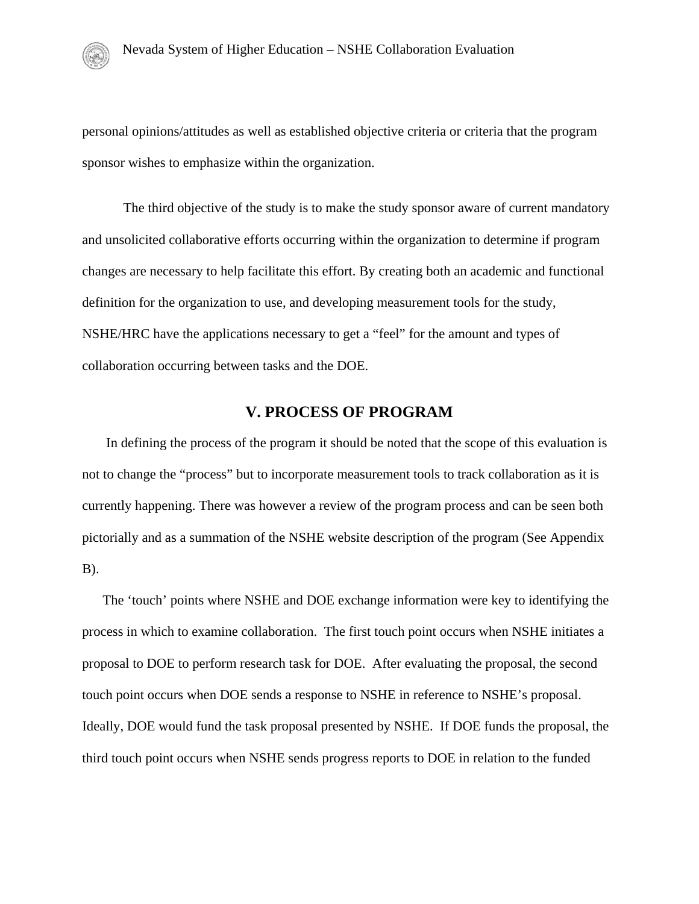personal opinions/attitudes as well as established objective criteria or criteria that the program sponsor wishes to emphasize within the organization.

The third objective of the study is to make the study sponsor aware of current mandatory and unsolicited collaborative efforts occurring within the organization to determine if program changes are necessary to help facilitate this effort. By creating both an academic and functional definition for the organization to use, and developing measurement tools for the study, NSHE/HRC have the applications necessary to get a "feel" for the amount and types of collaboration occurring between tasks and the DOE.

## V. PROCESS OF PROGRAM

In defining the process of the program it should be noted that the scope of this evaluation is not to change the "process" but to incorporate measurement tools to track collaboration as it is currently happening. There was however a review of the program process and can be seen both pictorially and as a summation of the NSHE website description of the program (See Appendix B).

The 'touch' points where NSHE and DOE exchange information were key to identifying the process in which to examine collaboration. The first touch point occurs when NSHE initiates a proposal to DOE to perform research task for DOE. After evaluating the proposal, the second touch point occurs when DOE sends a response to NSHE in reference to NSHE's proposal. Ideally, DOE would fund the task proposal presented by NSHE. If DOE funds the proposal, the third touch point occurs when NSHE sends progress reports to DOE in relation to the funded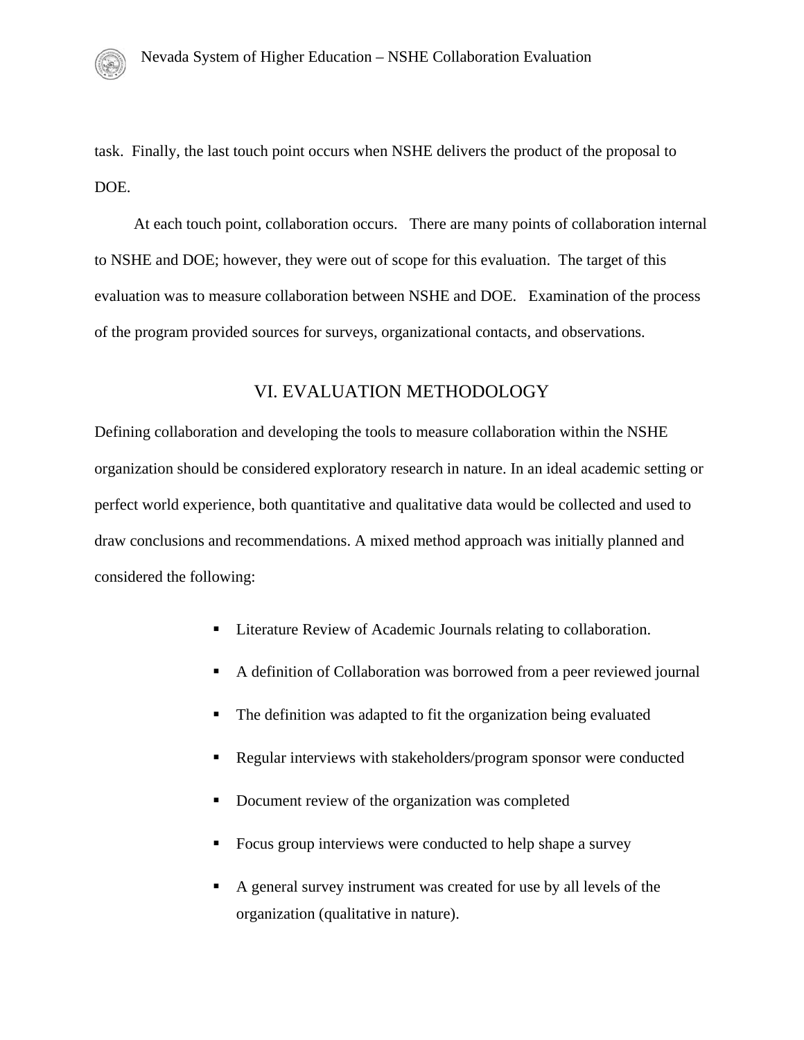task. Finally, the last touch point occurs when NSHE delivers the product of the proposal to DOE.

At each touch point, collaboration occurs. There are many points of collaboration internal to NSHE and DOE; however, they were out of scope for this evaluation. The target of this evaluation was to measure collaboration between NSHE and DOE. Examination of the process of the program provided sources for surveys, organizational contacts, and observations.

## VI. EVALUATION METHODOLOGY

Defining collaboration and developing the tools to measure collaboration within the NSHE organization should be considered exploratory research in nature. In an ideal academic setting or perfect world experience, both quantitative and qualitative data would be collected and used to draw conclusions and recommendations. A mixed method approach was initially planned and considered the following:

- Literature Review of Academic Journals relating to collaboration.
- A definition of Collaboration was borrowed from a peer reviewed journal
- The definition was adapted to fit the organization being evaluated
- Regular interviews with stakeholders/program sponsor were conducted
- Document review of the organization was completed
- Focus group interviews were conducted to help shape a survey
- A general survey instrument was created for use by all levels of the organization (qualitative in nature).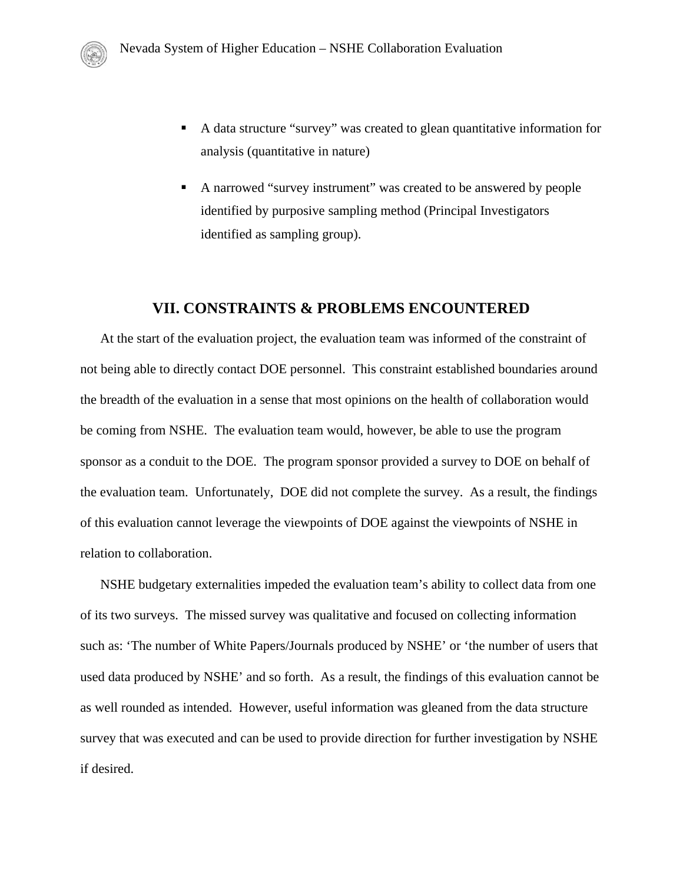- A data structure "survey" was created to glean quantitative information for analysis (quantitative in nature)

- A narrowed "survey instrument" was created to be answered by people identified by purposive sampling method (Principal Investigators identified as sampling group).

## VII. CONSTRAINTS & PROBLEMS ENCOUNTERED

At the start of the evaluation project, the evaluation team was informed of the constraint of not being able to directly contact DOE personnel. This constraint established boundaries around the breadth of the evaluation in a sense that most opinions on the health of collaboration would be coming from NSHE. The evaluation team would, however, be able to use the program sponsor as a conduit to the DOE. The program sponsor provided a survey to DOE on behalf of the evaluation team. Unfortunately, DOE did not complete the survey. As a result, the findings of this evaluation cannot leverage the viewpoints of DOE against the viewpoints of NSHE in relation to collaboration.

NSHE budgetary externalities impeded the evaluation team's ability to collect data from one of its two surveys. The missed survey was qualitative and focused on collecting information such as: 'The number of White Papers/Journals produced by NSHE' or 'the number of users that used data produced by NSHE' and so forth. As a result, the findings of this evaluation cannot be as well rounded as intended. However, useful information was gleaned from the data structure survey that was executed and can be used to provide direction for further investigation by NSHE if desired.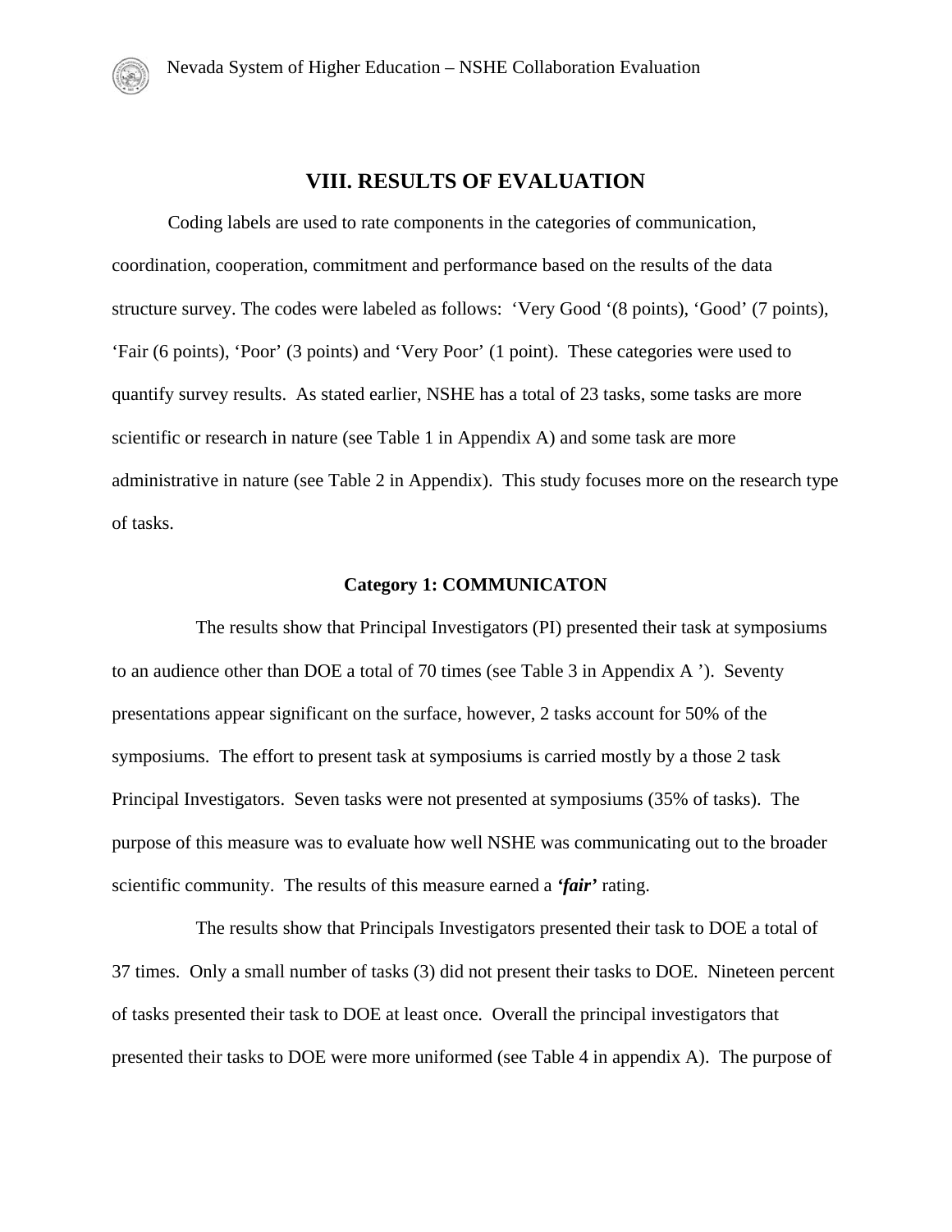# VIII. RESULTS OF EVALUATION

Coding labels are used to rate components in the categories of communication, coordination, cooperation, commitment and performance based on the results of the data structure survey. The codes were labeled as follows: 'Very Good '(8 points), 'Good' (7 points), 'Fair (6 points), 'Poor' (3 points) and 'Very Poor' (1 point). These categories were used to quantify survey results. As stated earlier, NSHE has a total of 23 tasks, some tasks are more scientific or research in nature (see Table 1 in Appendix A) and some task are more administrative in nature (see Table 2 in Appendix). This study focuses more on the research type of tasks.

### Category 1: COMMUNICATON

The results show that Principal Investigators (PI) presented their task at symposiums to an audience other than DOE a total of 70 times (see Table 3 in Appendix A '). Seventy presentations appear significant on the surface, however, 2 tasks account for 50% of the symposiums. The effort to present task at symposiums is carried mostly by a those 2 task Principal Investigators. Seven tasks were not presented at symposiums (35% of tasks). The purpose of this measure was to evaluate how well NSHE was communicating out to the broader scientific community. The results of this measure earned a ***'fair'*** rating.

The results show that Principals Investigators presented their task to DOE a total of 37 times. Only a small number of tasks (3) did not present their tasks to DOE. Nineteen percent of tasks presented their task to DOE at least once. Overall the principal investigators that presented their tasks to DOE were more uniformed (see Table 4 in appendix A). The purpose of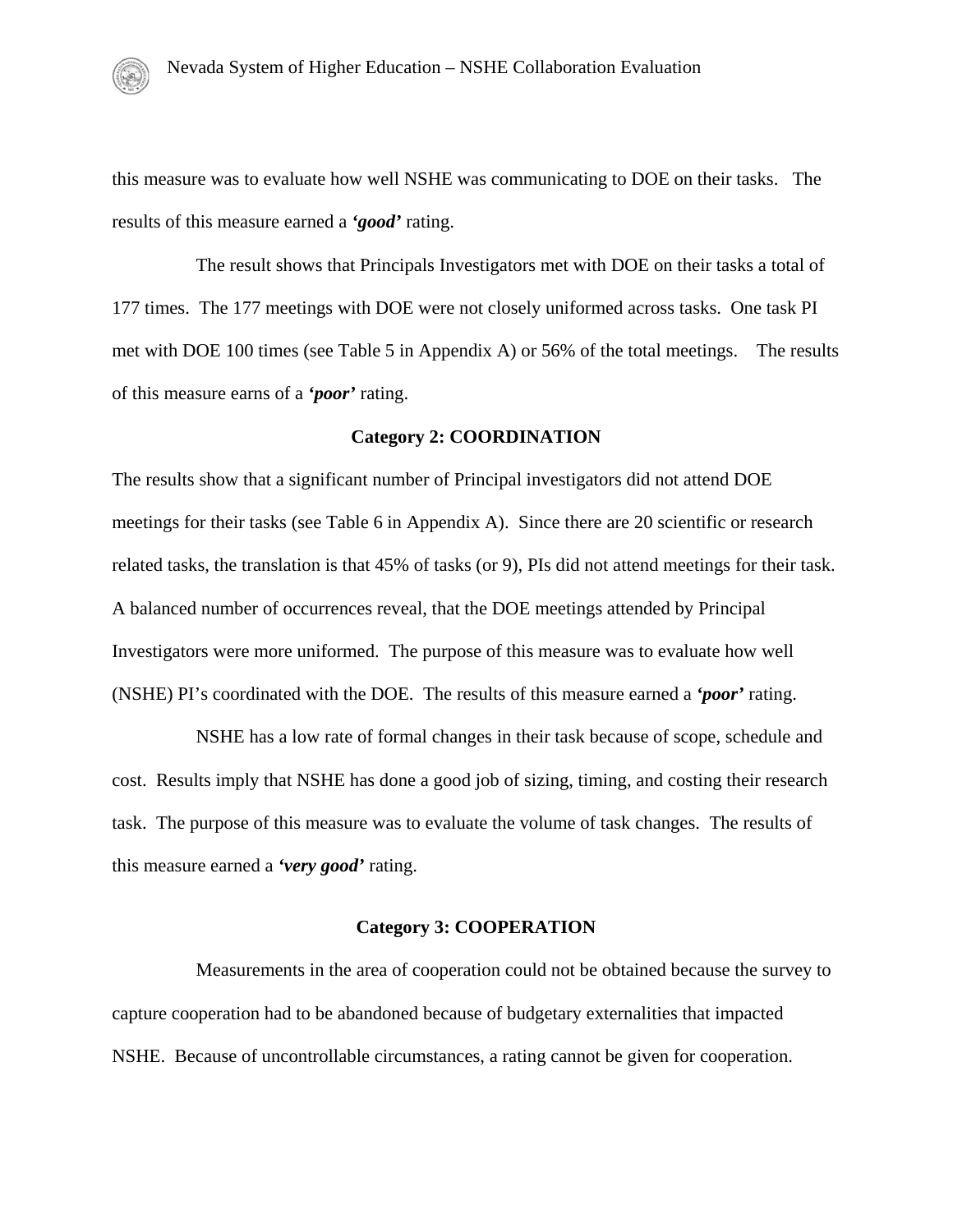this measure was to evaluate how well NSHE was communicating to DOE on their tasks. The results of this measure earned a ***'good'*** rating.

The result shows that Principals Investigators met with DOE on their tasks a total of 177 times. The 177 meetings with DOE were not closely uniformed across tasks. One task PI met with DOE 100 times (see Table 5 in Appendix A) or 56% of the total meetings. The results of this measure earns of a ***'poor'*** rating.

**Category 2: COORDINATION**

The results show that a significant number of Principal investigators did not attend DOE meetings for their tasks (see Table 6 in Appendix A). Since there are 20 scientific or research related tasks, the translation is that 45% of tasks (or 9), PIs did not attend meetings for their task. A balanced number of occurrences reveal, that the DOE meetings attended by Principal Investigators were more uniformed. The purpose of this measure was to evaluate how well (NSHE) PI's coordinated with the DOE. The results of this measure earned a ***'poor'*** rating.

NSHE has a low rate of formal changes in their task because of scope, schedule and cost. Results imply that NSHE has done a good job of sizing, timing, and costing their research task. The purpose of this measure was to evaluate the volume of task changes. The results of this measure earned a ***'very good'*** rating.

**Category 3: COOPERATION**

Measurements in the area of cooperation could not be obtained because the survey to capture cooperation had to be abandoned because of budgetary externalities that impacted NSHE. Because of uncontrollable circumstances, a rating cannot be given for cooperation.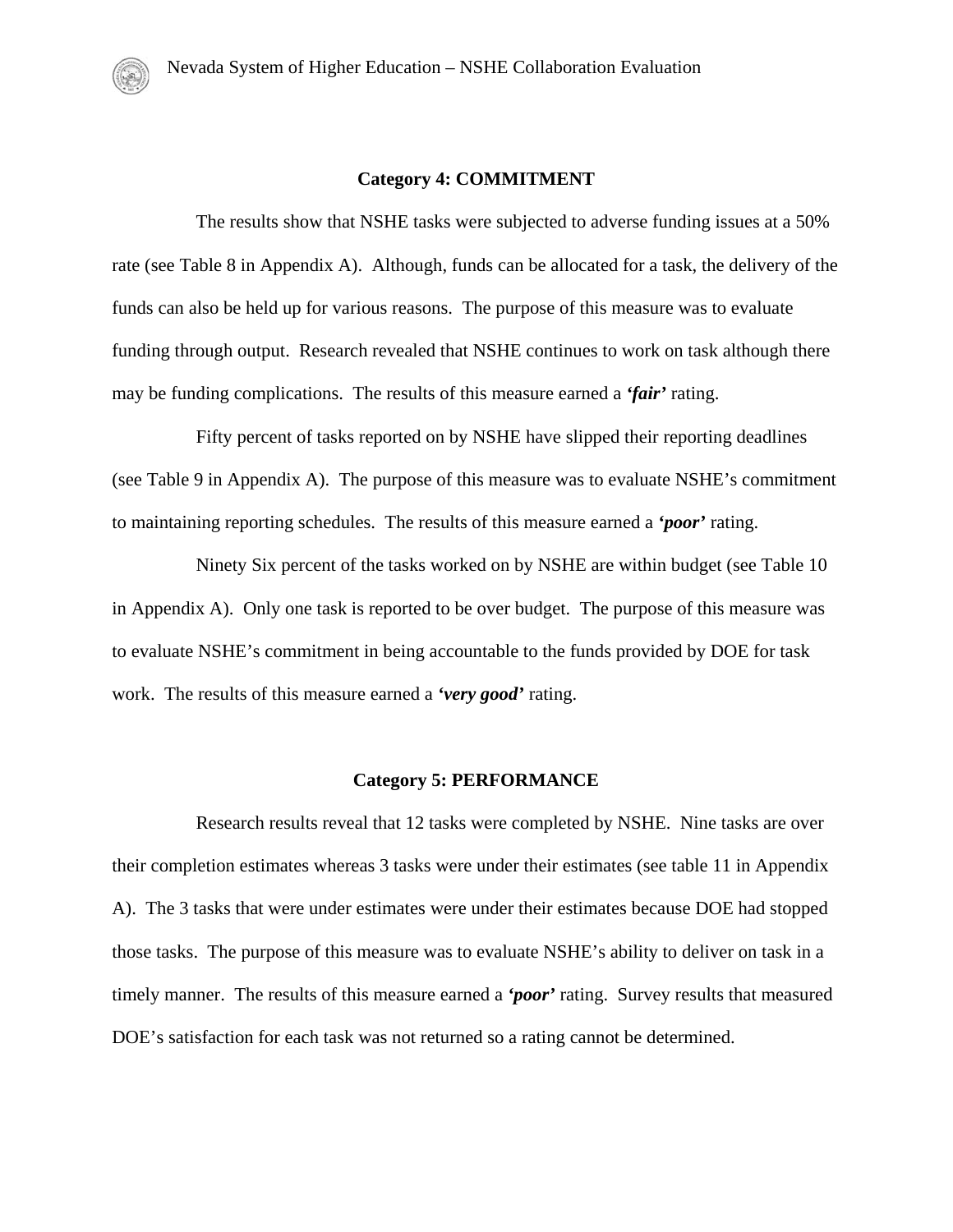### Category 4: COMMITMENT

The results show that NSHE tasks were subjected to adverse funding issues at a 50% rate (see Table 8 in Appendix A). Although, funds can be allocated for a task, the delivery of the funds can also be held up for various reasons. The purpose of this measure was to evaluate funding through output. Research revealed that NSHE continues to work on task although there may be funding complications. The results of this measure earned a ***'fair'*** rating.

Fifty percent of tasks reported on by NSHE have slipped their reporting deadlines (see Table 9 in Appendix A). The purpose of this measure was to evaluate NSHE's commitment to maintaining reporting schedules. The results of this measure earned a ***'poor'*** rating.

Ninety Six percent of the tasks worked on by NSHE are within budget (see Table 10 in Appendix A). Only one task is reported to be over budget. The purpose of this measure was to evaluate NSHE's commitment in being accountable to the funds provided by DOE for task work. The results of this measure earned a ***'very good'*** rating.

### Category 5: PERFORMANCE

Research results reveal that 12 tasks were completed by NSHE. Nine tasks are over their completion estimates whereas 3 tasks were under their estimates (see table 11 in Appendix A). The 3 tasks that were under estimates were under their estimates because DOE had stopped those tasks. The purpose of this measure was to evaluate NSHE's ability to deliver on task in a timely manner. The results of this measure earned a ***'poor'*** rating. Survey results that measured DOE's satisfaction for each task was not returned so a rating cannot be determined.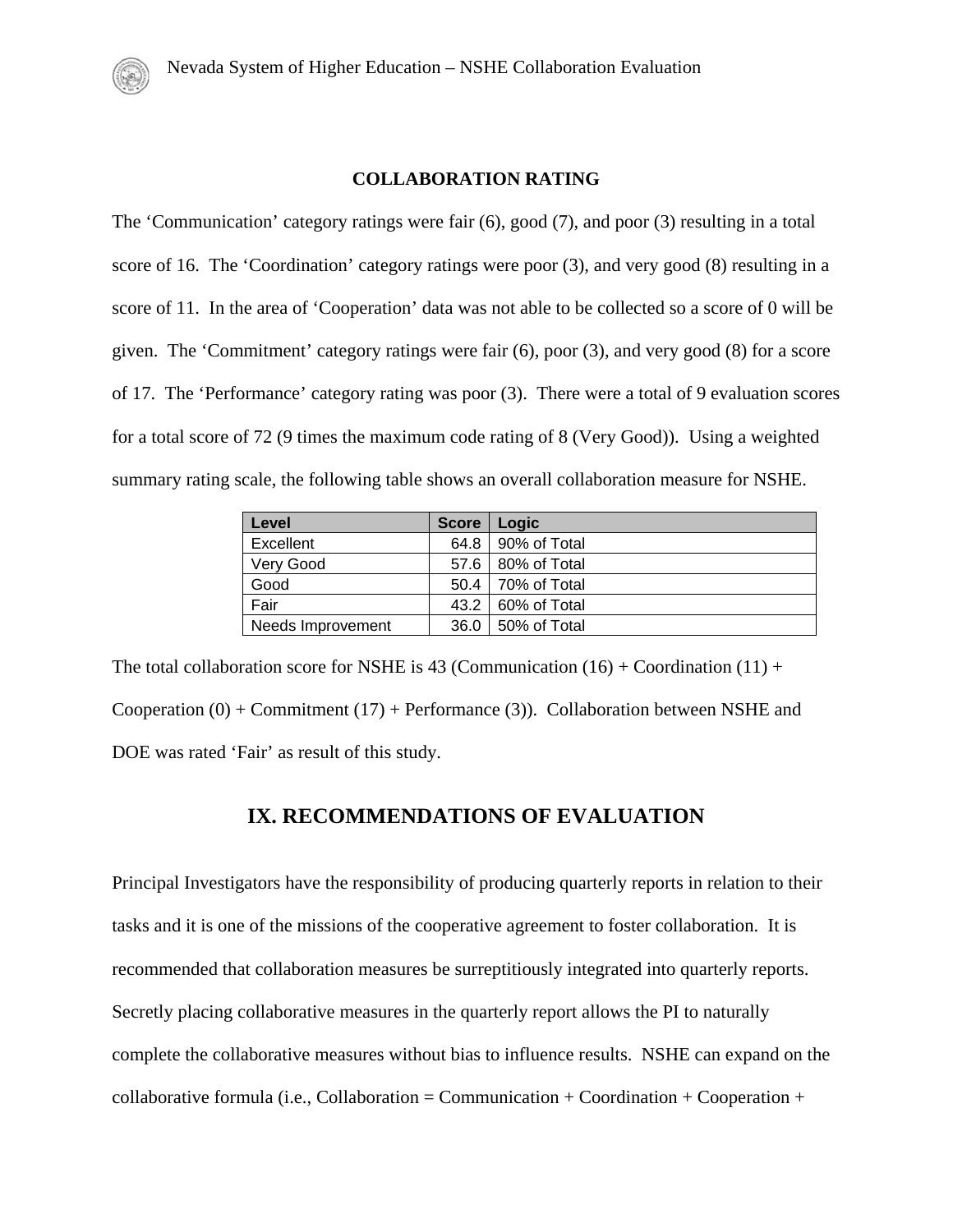**COLLABORATION RATING**

The 'Communication' category ratings were fair (6), good (7), and poor (3) resulting in a total score of 16. The 'Coordination' category ratings were poor (3), and very good (8) resulting in a score of 11. In the area of 'Cooperation' data was not able to be collected so a score of 0 will be given. The 'Commitment' category ratings were fair (6), poor (3), and very good (8) for a score of 17. The 'Performance' category rating was poor (3). There were a total of 9 evaluation scores for a total score of 72 (9 times the maximum code rating of 8 (Very Good)). Using a weighted summary rating scale, the following table shows an overall collaboration measure for NSHE.

| Level | Score | Logic |
|---|---|---|
| Excellent | 64.8 | 90% of Total |
| Very Good | 57.6 | 80% of Total |
| Good | 50.4 | 70% of Total |
| Fair | 43.2 | 60% of Total |
| Needs Improvement | 36.0 | 50% of Total |

The total collaboration score for NSHE is 43 (Communication (16) + Coordination (11) + Cooperation (0) + Commitment (17) + Performance (3)). Collaboration between NSHE and DOE was rated 'Fair' as result of this study.

# IX. RECOMMENDATIONS OF EVALUATION

Principal Investigators have the responsibility of producing quarterly reports in relation to their tasks and it is one of the missions of the cooperative agreement to foster collaboration. It is recommended that collaboration measures be surreptitiously integrated into quarterly reports. Secretly placing collaborative measures in the quarterly report allows the PI to naturally complete the collaborative measures without bias to influence results. NSHE can expand on the collaborative formula (i.e., Collaboration = Communication + Coordination + Cooperation +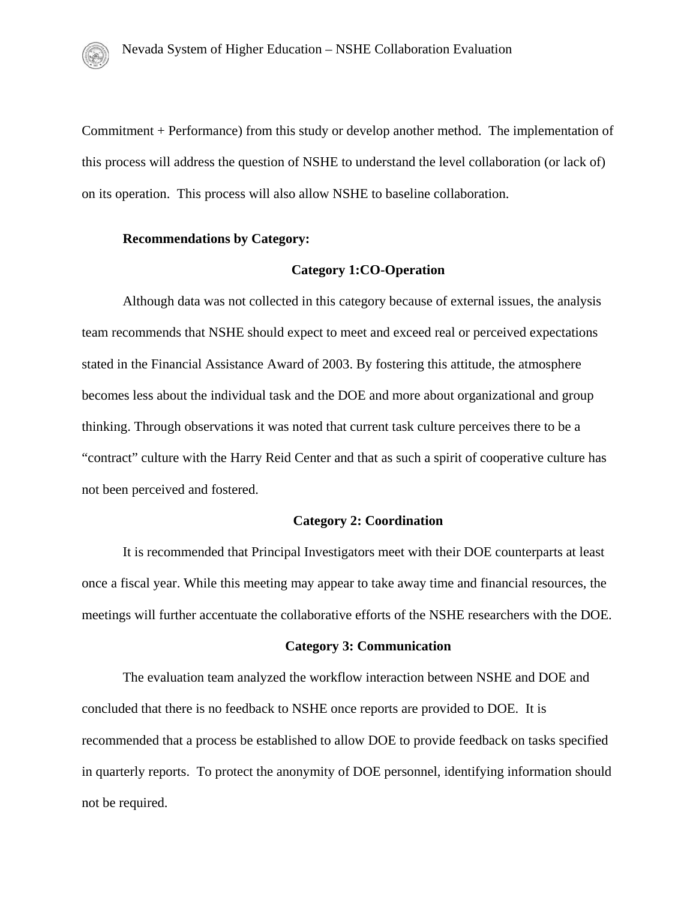Commitment + Performance) from this study or develop another method. The implementation of this process will address the question of NSHE to understand the level collaboration (or lack of) on its operation. This process will also allow NSHE to baseline collaboration.

**Recommendations by Category:**

**Category 1:CO-Operation**

Although data was not collected in this category because of external issues, the analysis team recommends that NSHE should expect to meet and exceed real or perceived expectations stated in the Financial Assistance Award of 2003. By fostering this attitude, the atmosphere becomes less about the individual task and the DOE and more about organizational and group thinking. Through observations it was noted that current task culture perceives there to be a "contract" culture with the Harry Reid Center and that as such a spirit of cooperative culture has not been perceived and fostered.

**Category 2: Coordination**

It is recommended that Principal Investigators meet with their DOE counterparts at least once a fiscal year. While this meeting may appear to take away time and financial resources, the meetings will further accentuate the collaborative efforts of the NSHE researchers with the DOE.

**Category 3: Communication**

The evaluation team analyzed the workflow interaction between NSHE and DOE and concluded that there is no feedback to NSHE once reports are provided to DOE. It is recommended that a process be established to allow DOE to provide feedback on tasks specified in quarterly reports. To protect the anonymity of DOE personnel, identifying information should not be required.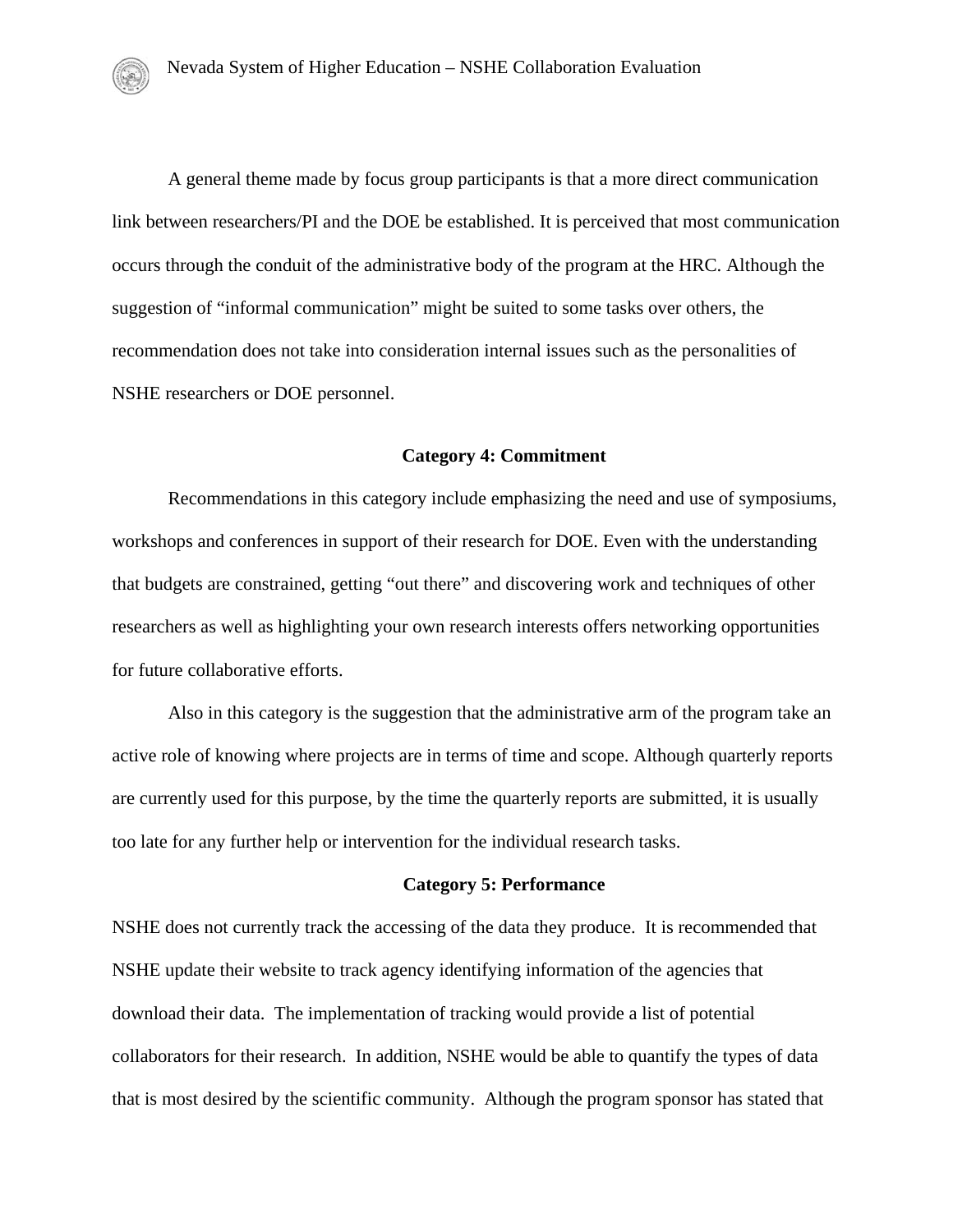A general theme made by focus group participants is that a more direct communication link between researchers/PI and the DOE be established. It is perceived that most communication occurs through the conduit of the administrative body of the program at the HRC. Although the suggestion of "informal communication" might be suited to some tasks over others, the recommendation does not take into consideration internal issues such as the personalities of NSHE researchers or DOE personnel.

### Category 4: Commitment

Recommendations in this category include emphasizing the need and use of symposiums, workshops and conferences in support of their research for DOE. Even with the understanding that budgets are constrained, getting "out there" and discovering work and techniques of other researchers as well as highlighting your own research interests offers networking opportunities for future collaborative efforts.

Also in this category is the suggestion that the administrative arm of the program take an active role of knowing where projects are in terms of time and scope. Although quarterly reports are currently used for this purpose, by the time the quarterly reports are submitted, it is usually too late for any further help or intervention for the individual research tasks.

### Category 5: Performance

NSHE does not currently track the accessing of the data they produce. It is recommended that NSHE update their website to track agency identifying information of the agencies that download their data. The implementation of tracking would provide a list of potential collaborators for their research. In addition, NSHE would be able to quantify the types of data that is most desired by the scientific community. Although the program sponsor has stated that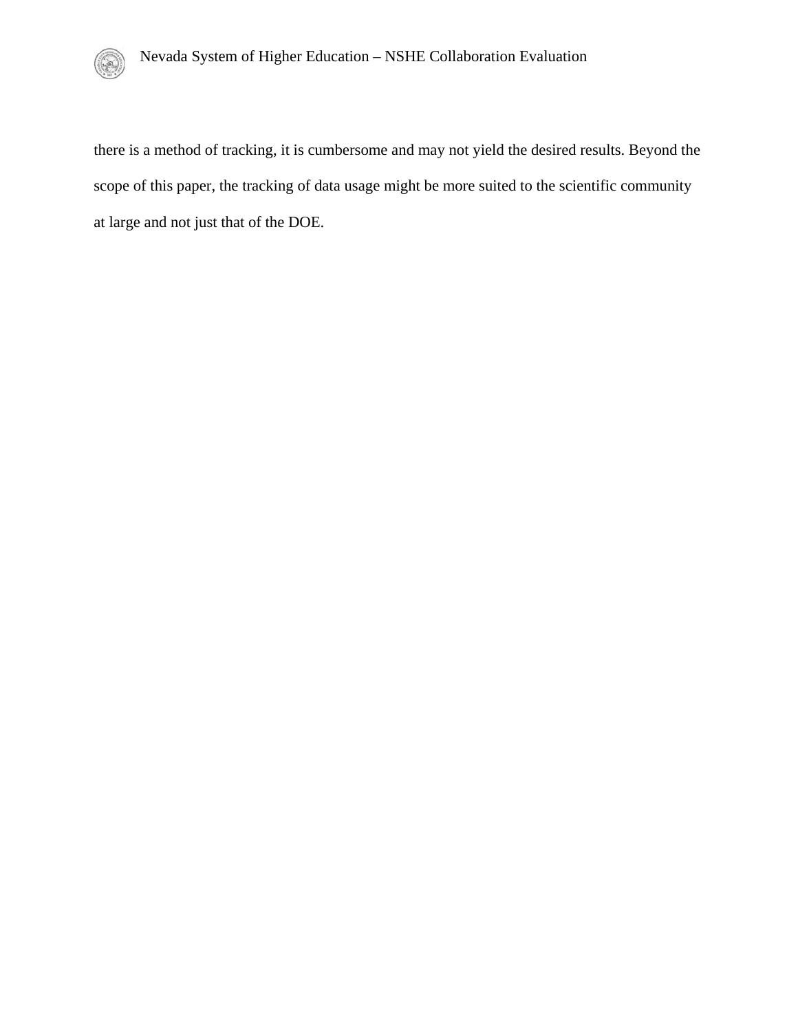there is a method of tracking, it is cumbersome and may not yield the desired results. Beyond the scope of this paper, the tracking of data usage might be more suited to the scientific community at large and not just that of the DOE.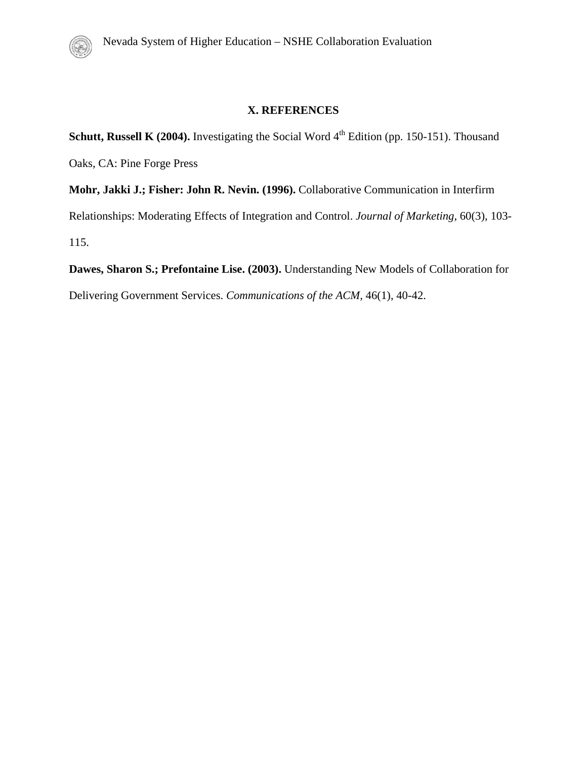## X. REFERENCES

**Schutt, Russell K (2004).** Investigating the Social Word 4th Edition (pp. 150-151). Thousand Oaks, CA: Pine Forge Press

**Mohr, Jakki J.; Fisher: John R. Nevin. (1996).** Collaborative Communication in Interfirm Relationships: Moderating Effects of Integration and Control. *Journal of Marketing*, 60(3), 103-115.

**Dawes, Sharon S.; Prefontaine Lise. (2003).** Understanding New Models of Collaboration for Delivering Government Services. *Communications of the ACM*, 46(1), 40-42.